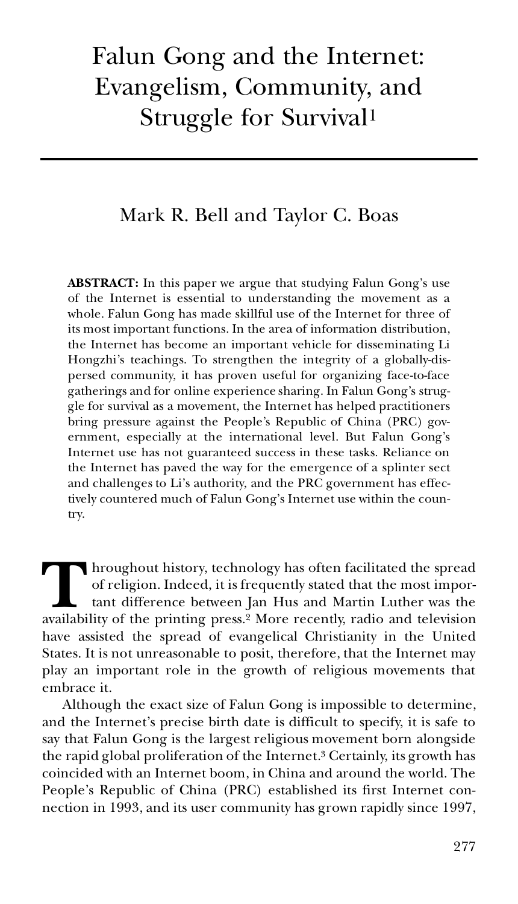# Falun Gong and the Internet: Evangelism, Community, and Struggle for Survival[1]

## Mark R. Bell and Taylor C. Boas

**ABSTRACT:** In this paper we argue that studying Falun Gong's use of the Internet is essential to understanding the movement as a whole. Falun Gong has made skillful use of the Internet for three of its most important functions. In the area of information distribution, the Internet has become an important vehicle for disseminating Li Hongzhi's teachings. To strengthen the integrity of a globally-dispersed community, it has proven useful for organizing face-to-face gatherings and for online experience sharing. In Falun Gong's struggle for survival as a movement, the Internet has helped practitioners bring pressure against the People's Republic of China (PRC) government, especially at the international level. But Falun Gong's Internet use has not guaranteed success in these tasks. Reliance on the Internet has paved the way for the emergence of a splinter sect and challenges to Li's authority, and the PRC government has effectively countered much of Falun Gong's Internet use within the country.

Throughout history, technology has often facilitated the spread of religion. Indeed, it is frequently stated that the most important difference between Jan Hus and Martin Luther was the availability of the printing press.[2] More recently, radio and television have assisted the spread of evangelical Christianity in the United States. It is not unreasonable to posit, therefore, that the Internet may play an important role in the growth of religious movements that embrace it.

Although the exact size of Falun Gong is impossible to determine, and the Internet's precise birth date is difficult to specify, it is safe to say that Falun Gong is the largest religious movement born alongside the rapid global proliferation of the Internet.[3] Certainly, its growth has coincided with an Internet boom, in China and around the world. The People's Republic of China (PRC) established its first Internet connection in 1993, and its user community has grown rapidly since 1997,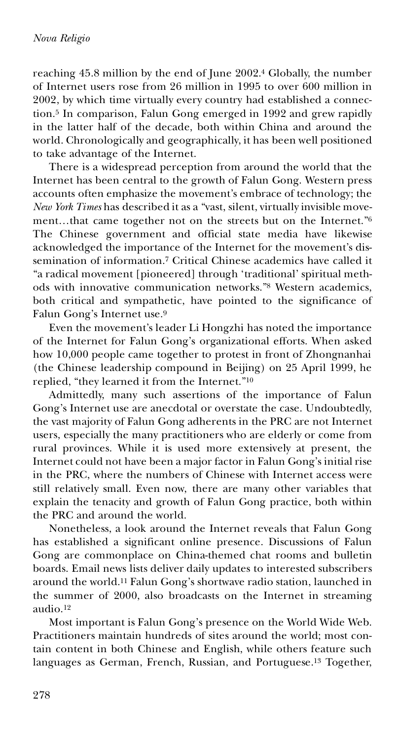reaching 45.8 million by the end of June 2002.[4] Globally, the number of Internet users rose from 26 million in 1995 to over 600 million in 2002, by which time virtually every country had established a connection.[5] In comparison, Falun Gong emerged in 1992 and grew rapidly in the latter half of the decade, both within China and around the world. Chronologically and geographically, it has been well positioned to take advantage of the Internet.

There is a widespread perception from around the world that the Internet has been central to the growth of Falun Gong. Western press accounts often emphasize the movement's embrace of technology; the *New York Times* has described it as a "vast, silent, virtually invisible movement…that came together not on the streets but on the Internet."[6] The Chinese government and official state media have likewise acknowledged the importance of the Internet for the movement's dissemination of information.[7] Critical Chinese academics have called it "a radical movement [pioneered] through 'traditional' spiritual methods with innovative communication networks."[8] Western academics, both critical and sympathetic, have pointed to the significance of Falun Gong's Internet use.[9]

Even the movement's leader Li Hongzhi has noted the importance of the Internet for Falun Gong's organizational efforts. When asked how 10,000 people came together to protest in front of Zhongnanhai (the Chinese leadership compound in Beijing) on 25 April 1999, he replied, "they learned it from the Internet."[10]

Admittedly, many such assertions of the importance of Falun Gong's Internet use are anecdotal or overstate the case. Undoubtedly, the vast majority of Falun Gong adherents in the PRC are not Internet users, especially the many practitioners who are elderly or come from rural provinces. While it is used more extensively at present, the Internet could not have been a major factor in Falun Gong's initial rise in the PRC, where the numbers of Chinese with Internet access were still relatively small. Even now, there are many other variables that explain the tenacity and growth of Falun Gong practice, both within the PRC and around the world.

Nonetheless, a look around the Internet reveals that Falun Gong has established a significant online presence. Discussions of Falun Gong are commonplace on China-themed chat rooms and bulletin boards. Email news lists deliver daily updates to interested subscribers around the world.[11] Falun Gong's shortwave radio station, launched in the summer of 2000, also broadcasts on the Internet in streaming audio.[12]

Most important is Falun Gong's presence on the World Wide Web. Practitioners maintain hundreds of sites around the world; most contain content in both Chinese and English, while others feature such languages as German, French, Russian, and Portuguese.[13] Together,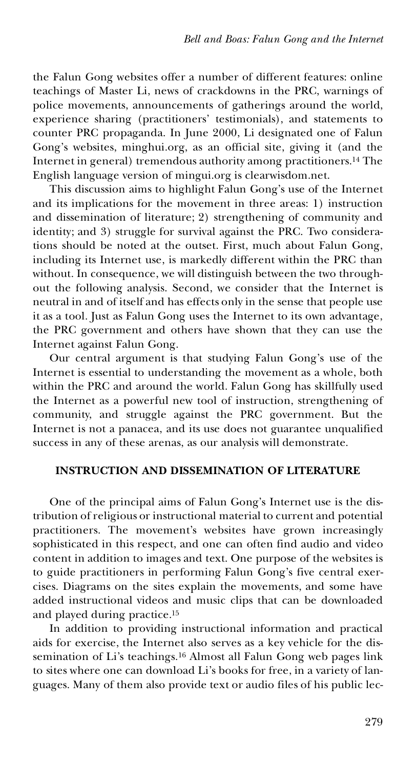the Falun Gong websites offer a number of different features: online teachings of Master Li, news of crackdowns in the PRC, warnings of police movements, announcements of gatherings around the world, experience sharing (practitioners' testimonials), and statements to counter PRC propaganda. In June 2000, Li designated one of Falun Gong's websites, minghui.org, as an official site, giving it (and the Internet in general) tremendous authority among practitioners.[14] The English language version of mingui.org is clearwisdom.net.

This discussion aims to highlight Falun Gong's use of the Internet and its implications for the movement in three areas: 1) instruction and dissemination of literature; 2) strengthening of community and identity; and 3) struggle for survival against the PRC. Two considerations should be noted at the outset. First, much about Falun Gong, including its Internet use, is markedly different within the PRC than without. In consequence, we will distinguish between the two throughout the following analysis. Second, we consider that the Internet is neutral in and of itself and has effects only in the sense that people use it as a tool. Just as Falun Gong uses the Internet to its own advantage, the PRC government and others have shown that they can use the Internet against Falun Gong.

Our central argument is that studying Falun Gong's use of the Internet is essential to understanding the movement as a whole, both within the PRC and around the world. Falun Gong has skillfully used the Internet as a powerful new tool of instruction, strengthening of community, and struggle against the PRC government. But the Internet is not a panacea, and its use does not guarantee unqualified success in any of these arenas, as our analysis will demonstrate.

## INSTRUCTION AND DISSEMINATION OF LITERATURE

One of the principal aims of Falun Gong's Internet use is the distribution of religious or instructional material to current and potential practitioners. The movement's websites have grown increasingly sophisticated in this respect, and one can often find audio and video content in addition to images and text. One purpose of the websites is to guide practitioners in performing Falun Gong's five central exercises. Diagrams on the sites explain the movements, and some have added instructional videos and music clips that can be downloaded and played during practice.[15]

In addition to providing instructional information and practical aids for exercise, the Internet also serves as a key vehicle for the dissemination of Li's teachings.[16] Almost all Falun Gong web pages link to sites where one can download Li's books for free, in a variety of languages. Many of them also provide text or audio files of his public lec-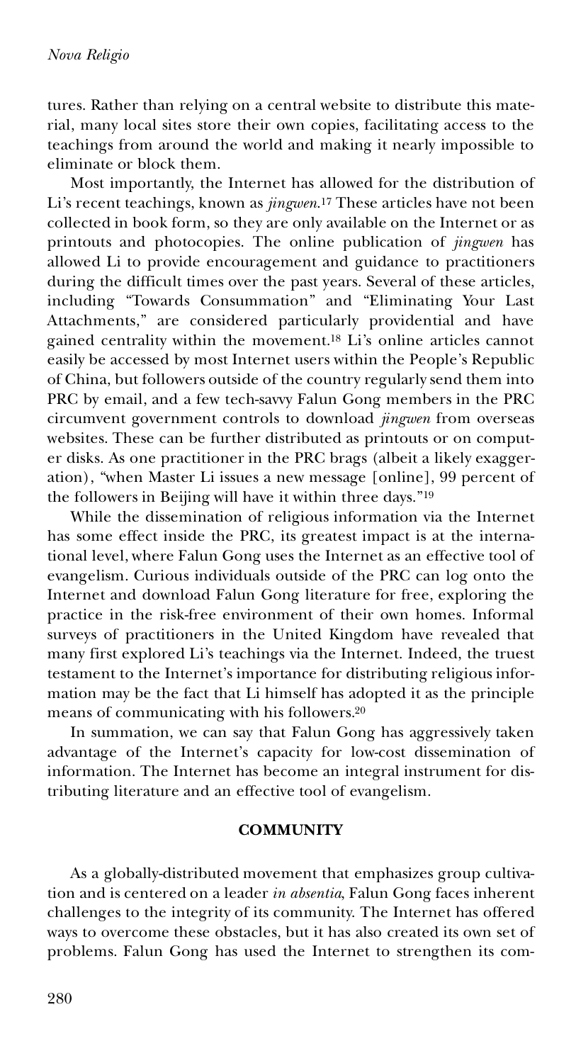tures. Rather than relying on a central website to distribute this material, many local sites store their own copies, facilitating access to the teachings from around the world and making it nearly impossible to eliminate or block them.

Most importantly, the Internet has allowed for the distribution of Li's recent teachings, known as *jingwen*.[17] These articles have not been collected in book form, so they are only available on the Internet or as printouts and photocopies. The online publication of *jingwen* has allowed Li to provide encouragement and guidance to practitioners during the difficult times over the past years. Several of these articles, including "Towards Consummation" and "Eliminating Your Last Attachments," are considered particularly providential and have gained centrality within the movement.[18] Li's online articles cannot easily be accessed by most Internet users within the People's Republic of China, but followers outside of the country regularly send them into PRC by email, and a few tech-savvy Falun Gong members in the PRC circumvent government controls to download *jingwen* from overseas websites. These can be further distributed as printouts or on computer disks. As one practitioner in the PRC brags (albeit a likely exaggeration), "when Master Li issues a new message [online], 99 percent of the followers in Beijing will have it within three days."[19]

While the dissemination of religious information via the Internet has some effect inside the PRC, its greatest impact is at the international level, where Falun Gong uses the Internet as an effective tool of evangelism. Curious individuals outside of the PRC can log onto the Internet and download Falun Gong literature for free, exploring the practice in the risk-free environment of their own homes. Informal surveys of practitioners in the United Kingdom have revealed that many first explored Li's teachings via the Internet. Indeed, the truest testament to the Internet's importance for distributing religious information may be the fact that Li himself has adopted it as the principle means of communicating with his followers.[20]

In summation, we can say that Falun Gong has aggressively taken advantage of the Internet's capacity for low-cost dissemination of information. The Internet has become an integral instrument for distributing literature and an effective tool of evangelism.

## COMMUNITY

As a globally-distributed movement that emphasizes group cultivation and is centered on a leader *in absentia*, Falun Gong faces inherent challenges to the integrity of its community. The Internet has offered ways to overcome these obstacles, but it has also created its own set of problems. Falun Gong has used the Internet to strengthen its com-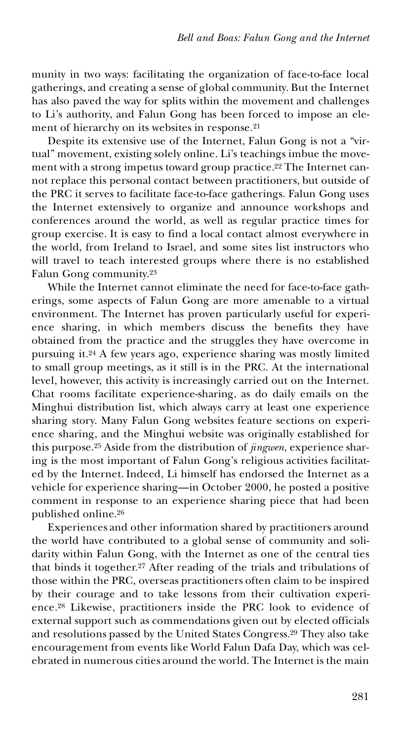munity in two ways: facilitating the organization of face-to-face local gatherings, and creating a sense of global community. But the Internet has also paved the way for splits within the movement and challenges to Li's authority, and Falun Gong has been forced to impose an element of hierarchy on its websites in response.[21]

Despite its extensive use of the Internet, Falun Gong is not a "virtual" movement, existing solely online. Li's teachings imbue the movement with a strong impetus toward group practice.[22] The Internet cannot replace this personal contact between practitioners, but outside of the PRC it serves to facilitate face-to-face gatherings. Falun Gong uses the Internet extensively to organize and announce workshops and conferences around the world, as well as regular practice times for group exercise. It is easy to find a local contact almost everywhere in the world, from Ireland to Israel, and some sites list instructors who will travel to teach interested groups where there is no established Falun Gong community.[23]

While the Internet cannot eliminate the need for face-to-face gatherings, some aspects of Falun Gong are more amenable to a virtual environment. The Internet has proven particularly useful for experience sharing, in which members discuss the benefits they have obtained from the practice and the struggles they have overcome in pursuing it.[24] A few years ago, experience sharing was mostly limited to small group meetings, as it still is in the PRC. At the international level, however, this activity is increasingly carried out on the Internet. Chat rooms facilitate experience-sharing, as do daily emails on the Minghui distribution list, which always carry at least one experience sharing story. Many Falun Gong websites feature sections on experience sharing, and the Minghui website was originally established for this purpose.[25] Aside from the distribution of *jingwen*, experience sharing is the most important of Falun Gong's religious activities facilitated by the Internet. Indeed, Li himself has endorsed the Internet as a vehicle for experience sharing—in October 2000, he posted a positive comment in response to an experience sharing piece that had been published online.[26]

Experiences and other information shared by practitioners around the world have contributed to a global sense of community and solidarity within Falun Gong, with the Internet as one of the central ties that binds it together.[27] After reading of the trials and tribulations of those within the PRC, overseas practitioners often claim to be inspired by their courage and to take lessons from their cultivation experience.[28] Likewise, practitioners inside the PRC look to evidence of external support such as commendations given out by elected officials and resolutions passed by the United States Congress.[29] They also take encouragement from events like World Falun Dafa Day, which was celebrated in numerous cities around the world. The Internet is the main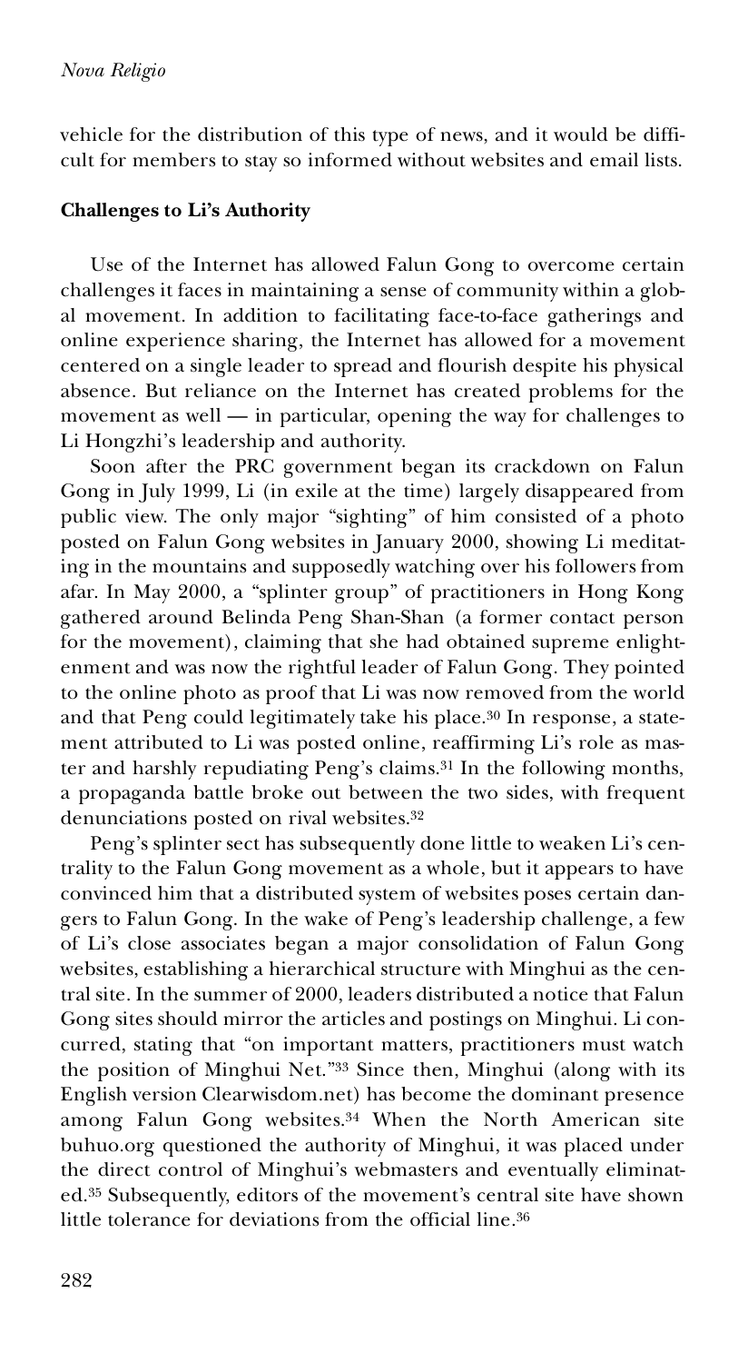vehicle for the distribution of this type of news, and it would be difficult for members to stay so informed without websites and email lists.

### Challenges to Li's Authority

Use of the Internet has allowed Falun Gong to overcome certain challenges it faces in maintaining a sense of community within a global movement. In addition to facilitating face-to-face gatherings and online experience sharing, the Internet has allowed for a movement centered on a single leader to spread and flourish despite his physical absence. But reliance on the Internet has created problems for the movement as well — in particular, opening the way for challenges to Li Hongzhi's leadership and authority.

Soon after the PRC government began its crackdown on Falun Gong in July 1999, Li (in exile at the time) largely disappeared from public view. The only major "sighting" of him consisted of a photo posted on Falun Gong websites in January 2000, showing Li meditating in the mountains and supposedly watching over his followers from afar. In May 2000, a "splinter group" of practitioners in Hong Kong gathered around Belinda Peng Shan-Shan (a former contact person for the movement), claiming that she had obtained supreme enlightenment and was now the rightful leader of Falun Gong. They pointed to the online photo as proof that Li was now removed from the world and that Peng could legitimately take his place.[30] In response, a statement attributed to Li was posted online, reaffirming Li's role as master and harshly repudiating Peng's claims.[31] In the following months, a propaganda battle broke out between the two sides, with frequent denunciations posted on rival websites.[32]

Peng's splinter sect has subsequently done little to weaken Li's centrality to the Falun Gong movement as a whole, but it appears to have convinced him that a distributed system of websites poses certain dangers to Falun Gong. In the wake of Peng's leadership challenge, a few of Li's close associates began a major consolidation of Falun Gong websites, establishing a hierarchical structure with Minghui as the central site. In the summer of 2000, leaders distributed a notice that Falun Gong sites should mirror the articles and postings on Minghui. Li concurred, stating that "on important matters, practitioners must watch the position of Minghui Net."[33] Since then, Minghui (along with its English version Clearwisdom.net) has become the dominant presence among Falun Gong websites.[34] When the North American site buhuo.org questioned the authority of Minghui, it was placed under the direct control of Minghui's webmasters and eventually eliminated.[35] Subsequently, editors of the movement's central site have shown little tolerance for deviations from the official line.[36]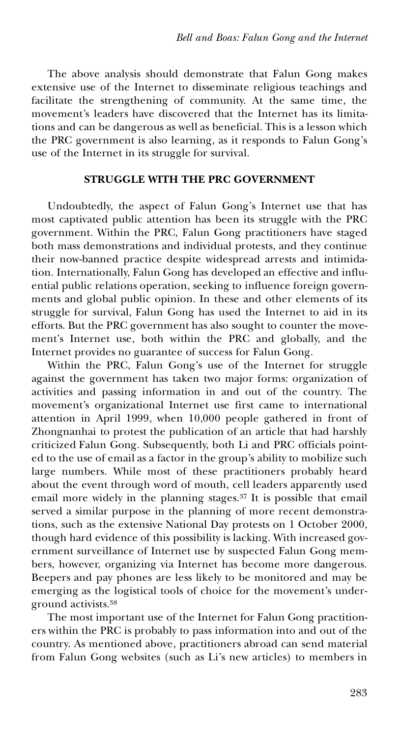The above analysis should demonstrate that Falun Gong makes extensive use of the Internet to disseminate religious teachings and facilitate the strengthening of community. At the same time, the movement's leaders have discovered that the Internet has its limitations and can be dangerous as well as beneficial. This is a lesson which the PRC government is also learning, as it responds to Falun Gong's use of the Internet in its struggle for survival.

## STRUGGLE WITH THE PRC GOVERNMENT

Undoubtedly, the aspect of Falun Gong's Internet use that has most captivated public attention has been its struggle with the PRC government. Within the PRC, Falun Gong practitioners have staged both mass demonstrations and individual protests, and they continue their now-banned practice despite widespread arrests and intimidation. Internationally, Falun Gong has developed an effective and influential public relations operation, seeking to influence foreign governments and global public opinion. In these and other elements of its struggle for survival, Falun Gong has used the Internet to aid in its efforts. But the PRC government has also sought to counter the movement's Internet use, both within the PRC and globally, and the Internet provides no guarantee of success for Falun Gong.

Within the PRC, Falun Gong's use of the Internet for struggle against the government has taken two major forms: organization of activities and passing information in and out of the country. The movement's organizational Internet use first came to international attention in April 1999, when 10,000 people gathered in front of Zhongnanhai to protest the publication of an article that had harshly criticized Falun Gong. Subsequently, both Li and PRC officials pointed to the use of email as a factor in the group's ability to mobilize such large numbers. While most of these practitioners probably heard about the event through word of mouth, cell leaders apparently used email more widely in the planning stages.[37] It is possible that email served a similar purpose in the planning of more recent demonstrations, such as the extensive National Day protests on 1 October 2000, though hard evidence of this possibility is lacking. With increased government surveillance of Internet use by suspected Falun Gong members, however, organizing via Internet has become more dangerous. Beepers and pay phones are less likely to be monitored and may be emerging as the logistical tools of choice for the movement's underground activists.[38]

The most important use of the Internet for Falun Gong practitioners within the PRC is probably to pass information into and out of the country. As mentioned above, practitioners abroad can send material from Falun Gong websites (such as Li's new articles) to members in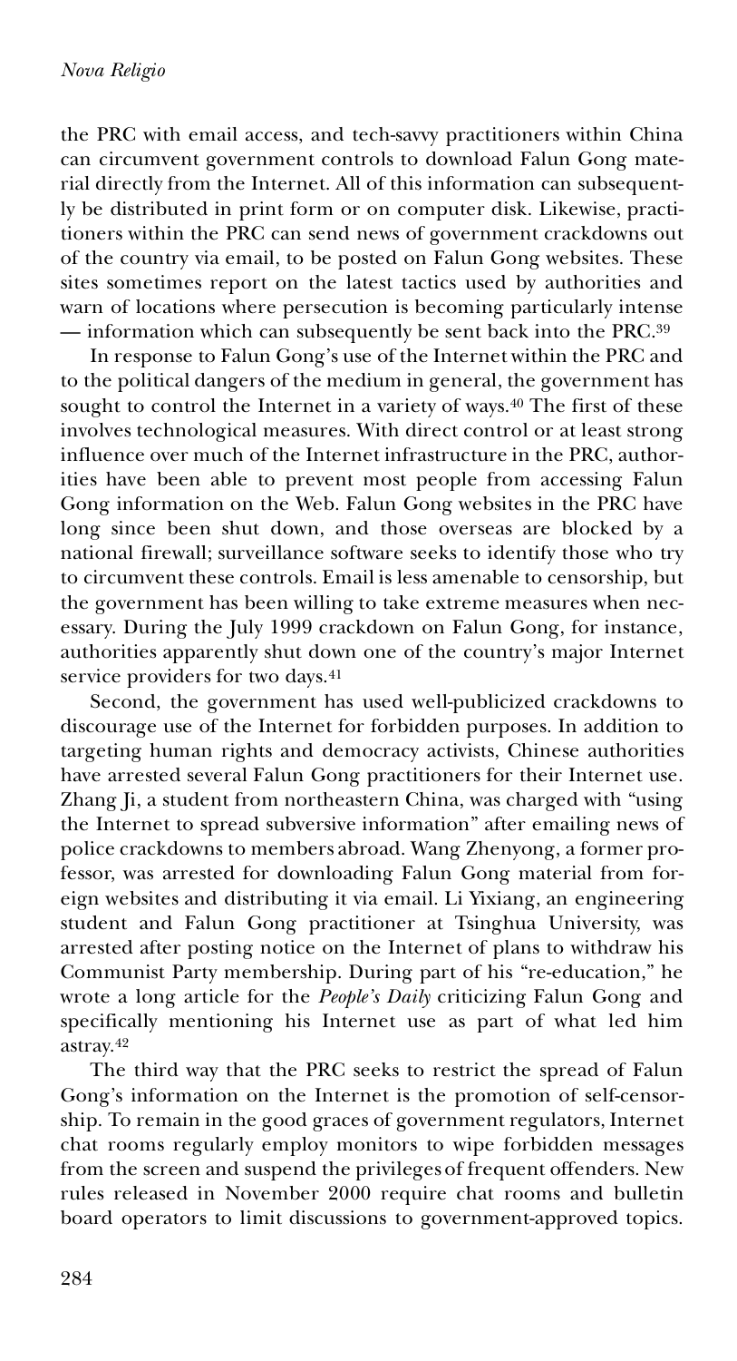the PRC with email access, and tech-savvy practitioners within China can circumvent government controls to download Falun Gong material directly from the Internet. All of this information can subsequently be distributed in print form or on computer disk. Likewise, practitioners within the PRC can send news of government crackdowns out of the country via email, to be posted on Falun Gong websites. These sites sometimes report on the latest tactics used by authorities and warn of locations where persecution is becoming particularly intense — information which can subsequently be sent back into the PRC.[39]

In response to Falun Gong's use of the Internet within the PRC and to the political dangers of the medium in general, the government has sought to control the Internet in a variety of ways.[40] The first of these involves technological measures. With direct control or at least strong influence over much of the Internet infrastructure in the PRC, authorities have been able to prevent most people from accessing Falun Gong information on the Web. Falun Gong websites in the PRC have long since been shut down, and those overseas are blocked by a national firewall; surveillance software seeks to identify those who try to circumvent these controls. Email is less amenable to censorship, but the government has been willing to take extreme measures when necessary. During the July 1999 crackdown on Falun Gong, for instance, authorities apparently shut down one of the country's major Internet service providers for two days.[41]

Second, the government has used well-publicized crackdowns to discourage use of the Internet for forbidden purposes. In addition to targeting human rights and democracy activists, Chinese authorities have arrested several Falun Gong practitioners for their Internet use. Zhang Ji, a student from northeastern China, was charged with "using the Internet to spread subversive information" after emailing news of police crackdowns to members abroad. Wang Zhenyong, a former professor, was arrested for downloading Falun Gong material from foreign websites and distributing it via email. Li Yixiang, an engineering student and Falun Gong practitioner at Tsinghua University, was arrested after posting notice on the Internet of plans to withdraw his Communist Party membership. During part of his "re-education," he wrote a long article for the *People's Daily* criticizing Falun Gong and specifically mentioning his Internet use as part of what led him astray.[42]

The third way that the PRC seeks to restrict the spread of Falun Gong's information on the Internet is the promotion of self-censorship. To remain in the good graces of government regulators, Internet chat rooms regularly employ monitors to wipe forbidden messages from the screen and suspend the privileges of frequent offenders. New rules released in November 2000 require chat rooms and bulletin board operators to limit discussions to government-approved topics.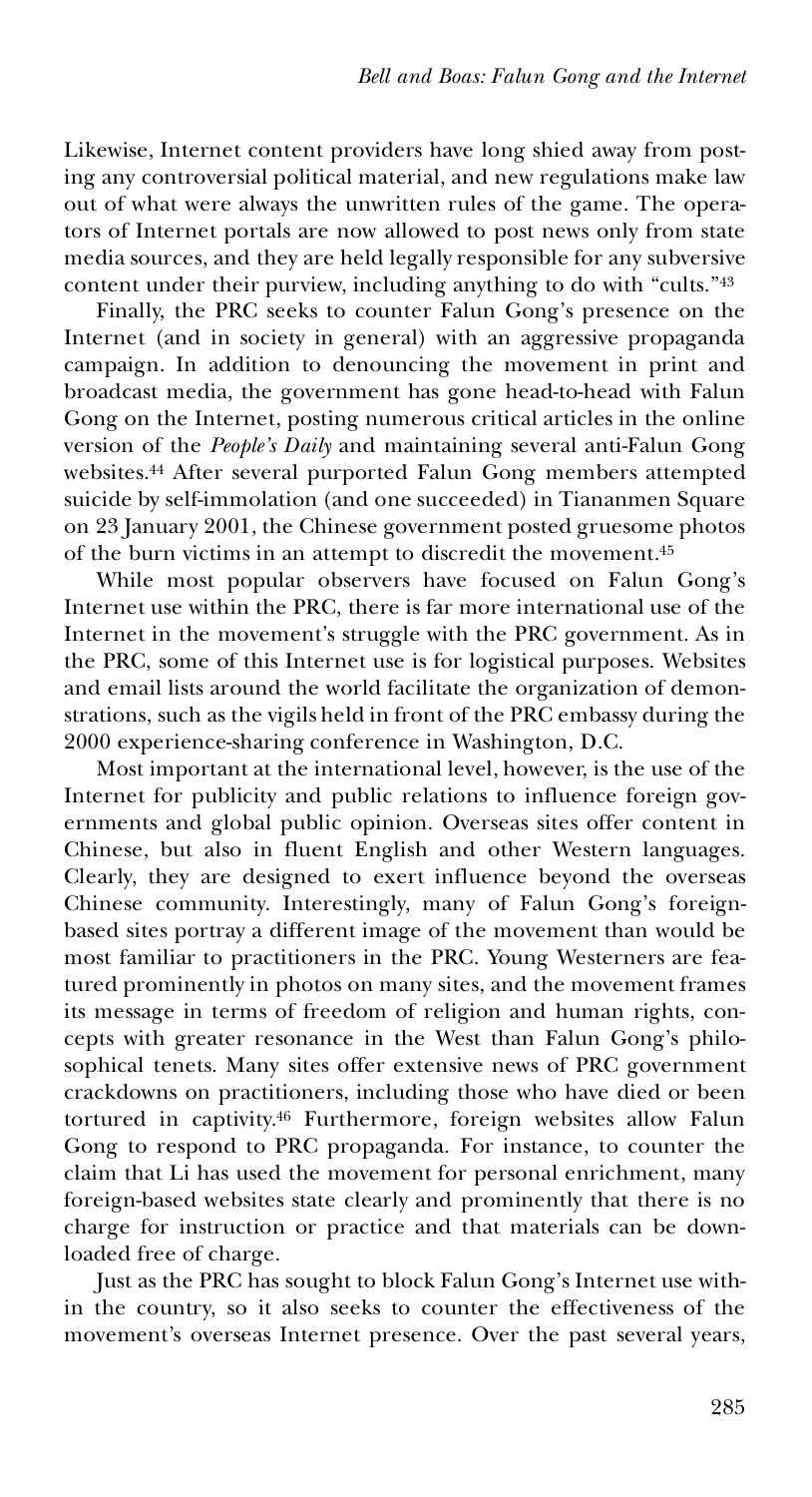Likewise, Internet content providers have long shied away from posting any controversial political material, and new regulations make law out of what were always the unwritten rules of the game. The operators of Internet portals are now allowed to post news only from state media sources, and they are held legally responsible for any subversive content under their purview, including anything to do with "cults."[43]

Finally, the PRC seeks to counter Falun Gong's presence on the Internet (and in society in general) with an aggressive propaganda campaign. In addition to denouncing the movement in print and broadcast media, the government has gone head-to-head with Falun Gong on the Internet, posting numerous critical articles in the online version of the *People's Daily* and maintaining several anti-Falun Gong websites.[44] After several purported Falun Gong members attempted suicide by self-immolation (and one succeeded) in Tiananmen Square on 23 January 2001, the Chinese government posted gruesome photos of the burn victims in an attempt to discredit the movement.[45]

While most popular observers have focused on Falun Gong's Internet use within the PRC, there is far more international use of the Internet in the movement's struggle with the PRC government. As in the PRC, some of this Internet use is for logistical purposes. Websites and email lists around the world facilitate the organization of demonstrations, such as the vigils held in front of the PRC embassy during the 2000 experience-sharing conference in Washington, D.C.

Most important at the international level, however, is the use of the Internet for publicity and public relations to influence foreign governments and global public opinion. Overseas sites offer content in Chinese, but also in fluent English and other Western languages. Clearly, they are designed to exert influence beyond the overseas Chinese community. Interestingly, many of Falun Gong's foreign-based sites portray a different image of the movement than would be most familiar to practitioners in the PRC. Young Westerners are featured prominently in photos on many sites, and the movement frames its message in terms of freedom of religion and human rights, concepts with greater resonance in the West than Falun Gong's philosophical tenets. Many sites offer extensive news of PRC government crackdowns on practitioners, including those who have died or been tortured in captivity.[46] Furthermore, foreign websites allow Falun Gong to respond to PRC propaganda. For instance, to counter the claim that Li has used the movement for personal enrichment, many foreign-based websites state clearly and prominently that there is no charge for instruction or practice and that materials can be downloaded free of charge.

Just as the PRC has sought to block Falun Gong's Internet use within the country, so it also seeks to counter the effectiveness of the movement's overseas Internet presence. Over the past several years,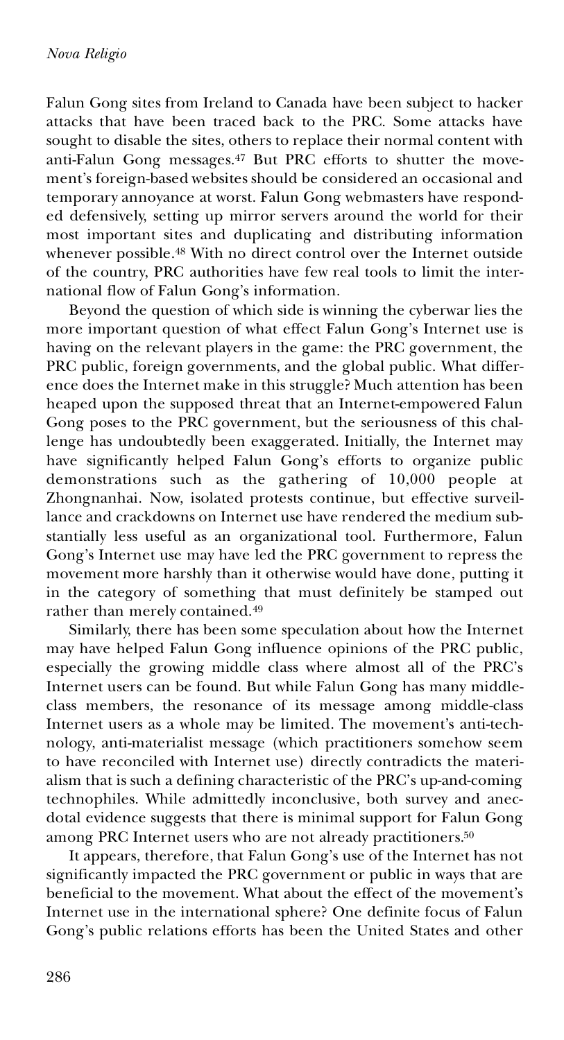Falun Gong sites from Ireland to Canada have been subject to hacker attacks that have been traced back to the PRC. Some attacks have sought to disable the sites, others to replace their normal content with anti-Falun Gong messages.[47] But PRC efforts to shutter the movement's foreign-based websites should be considered an occasional and temporary annoyance at worst. Falun Gong webmasters have responded defensively, setting up mirror servers around the world for their most important sites and duplicating and distributing information whenever possible.[48] With no direct control over the Internet outside of the country, PRC authorities have few real tools to limit the international flow of Falun Gong's information.

Beyond the question of which side is winning the cyberwar lies the more important question of what effect Falun Gong's Internet use is having on the relevant players in the game: the PRC government, the PRC public, foreign governments, and the global public. What difference does the Internet make in this struggle? Much attention has been heaped upon the supposed threat that an Internet-empowered Falun Gong poses to the PRC government, but the seriousness of this challenge has undoubtedly been exaggerated. Initially, the Internet may have significantly helped Falun Gong's efforts to organize public demonstrations such as the gathering of 10,000 people at Zhongnanhai. Now, isolated protests continue, but effective surveillance and crackdowns on Internet use have rendered the medium substantially less useful as an organizational tool. Furthermore, Falun Gong's Internet use may have led the PRC government to repress the movement more harshly than it otherwise would have done, putting it in the category of something that must definitely be stamped out rather than merely contained.[49]

Similarly, there has been some speculation about how the Internet may have helped Falun Gong influence opinions of the PRC public, especially the growing middle class where almost all of the PRC's Internet users can be found. But while Falun Gong has many middle-class members, the resonance of its message among middle-class Internet users as a whole may be limited. The movement's anti-technology, anti-materialist message (which practitioners somehow seem to have reconciled with Internet use) directly contradicts the materialism that is such a defining characteristic of the PRC's up-and-coming technophiles. While admittedly inconclusive, both survey and anecdotal evidence suggests that there is minimal support for Falun Gong among PRC Internet users who are not already practitioners.[50]

It appears, therefore, that Falun Gong's use of the Internet has not significantly impacted the PRC government or public in ways that are beneficial to the movement. What about the effect of the movement's Internet use in the international sphere? One definite focus of Falun Gong's public relations efforts has been the United States and other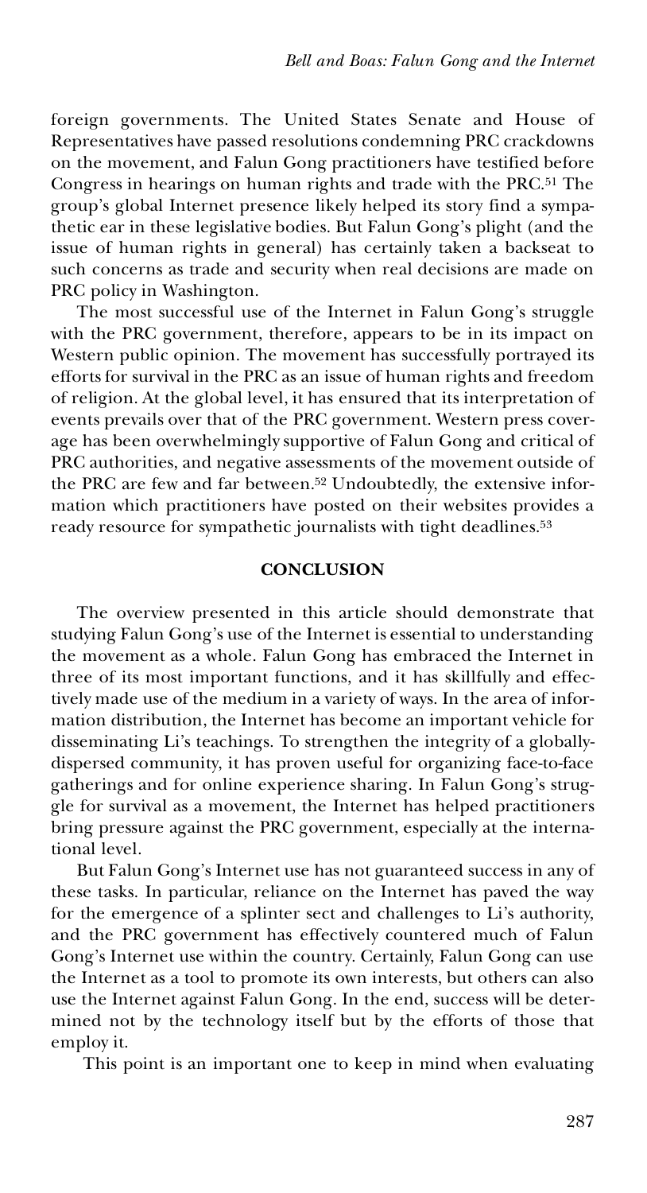foreign governments. The United States Senate and House of Representatives have passed resolutions condemning PRC crackdowns on the movement, and Falun Gong practitioners have testified before Congress in hearings on human rights and trade with the PRC.[51] The group's global Internet presence likely helped its story find a sympathetic ear in these legislative bodies. But Falun Gong's plight (and the issue of human rights in general) has certainly taken a backseat to such concerns as trade and security when real decisions are made on PRC policy in Washington.

The most successful use of the Internet in Falun Gong's struggle with the PRC government, therefore, appears to be in its impact on Western public opinion. The movement has successfully portrayed its efforts for survival in the PRC as an issue of human rights and freedom of religion. At the global level, it has ensured that its interpretation of events prevails over that of the PRC government. Western press coverage has been overwhelmingly supportive of Falun Gong and critical of PRC authorities, and negative assessments of the movement outside of the PRC are few and far between.[52] Undoubtedly, the extensive information which practitioners have posted on their websites provides a ready resource for sympathetic journalists with tight deadlines.[53]

## CONCLUSION

The overview presented in this article should demonstrate that studying Falun Gong's use of the Internet is essential to understanding the movement as a whole. Falun Gong has embraced the Internet in three of its most important functions, and it has skillfully and effectively made use of the medium in a variety of ways. In the area of information distribution, the Internet has become an important vehicle for disseminating Li's teachings. To strengthen the integrity of a globally-dispersed community, it has proven useful for organizing face-to-face gatherings and for online experience sharing. In Falun Gong's struggle for survival as a movement, the Internet has helped practitioners bring pressure against the PRC government, especially at the international level.

But Falun Gong's Internet use has not guaranteed success in any of these tasks. In particular, reliance on the Internet has paved the way for the emergence of a splinter sect and challenges to Li's authority, and the PRC government has effectively countered much of Falun Gong's Internet use within the country. Certainly, Falun Gong can use the Internet as a tool to promote its own interests, but others can also use the Internet against Falun Gong. In the end, success will be determined not by the technology itself but by the efforts of those that employ it.

This point is an important one to keep in mind when evaluating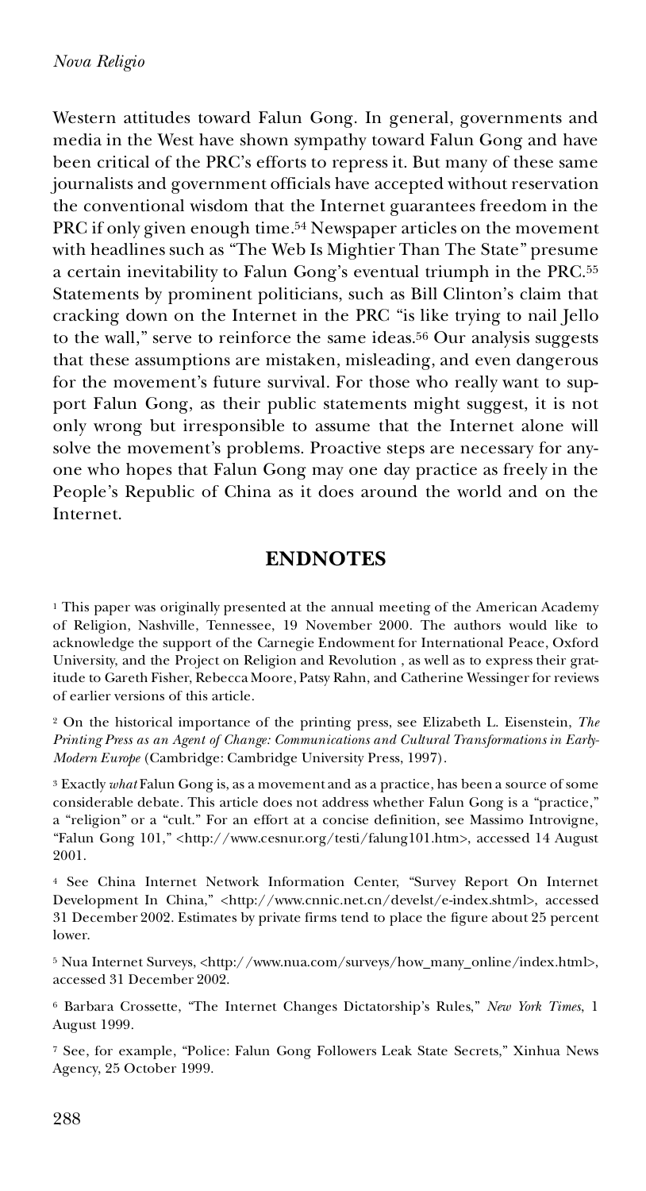Western attitudes toward Falun Gong. In general, governments and media in the West have shown sympathy toward Falun Gong and have been critical of the PRC's efforts to repress it. But many of these same journalists and government officials have accepted without reservation the conventional wisdom that the Internet guarantees freedom in the PRC if only given enough time.[54] Newspaper articles on the movement with headlines such as "The Web Is Mightier Than The State" presume a certain inevitability to Falun Gong's eventual triumph in the PRC.[55] Statements by prominent politicians, such as Bill Clinton's claim that cracking down on the Internet in the PRC "is like trying to nail Jello to the wall," serve to reinforce the same ideas.[56] Our analysis suggests that these assumptions are mistaken, misleading, and even dangerous for the movement's future survival. For those who really want to support Falun Gong, as their public statements might suggest, it is not only wrong but irresponsible to assume that the Internet alone will solve the movement's problems. Proactive steps are necessary for anyone who hopes that Falun Gong may one day practice as freely in the People's Republic of China as it does around the world and on the Internet.

## ENDNOTES

[1] This paper was originally presented at the annual meeting of the American Academy of Religion, Nashville, Tennessee, 19 November 2000. The authors would like to acknowledge the support of the Carnegie Endowment for International Peace, Oxford University, and the Project on Religion and Revolution , as well as to express their gratitude to Gareth Fisher, Rebecca Moore, Patsy Rahn, and Catherine Wessinger for reviews of earlier versions of this article.

[2] On the historical importance of the printing press, see Elizabeth L. Eisenstein, *The Printing Press as an Agent of Change: Communications and Cultural Transformations in Early-Modern Europe* (Cambridge: Cambridge University Press, 1997).

[3] Exactly *what* Falun Gong is, as a movement and as a practice, has been a source of some considerable debate. This article does not address whether Falun Gong is a "practice," a "religion" or a "cult." For an effort at a concise definition, see Massimo Introvigne, "Falun Gong 101," <http://www.cesnur.org/testi/falung101.htm>, accessed 14 August 2001.

[4] See China Internet Network Information Center, "Survey Report On Internet Development In China," <http://www.cnnic.net.cn/develst/e-index.shtml>, accessed 31 December 2002. Estimates by private firms tend to place the figure about 25 percent lower.

[5] Nua Internet Surveys, <http://www.nua.com/surveys/how_many_online/index.html>, accessed 31 December 2002.

[6] Barbara Crossette, "The Internet Changes Dictatorship's Rules," *New York Times*, 1 August 1999.

[7] See, for example, "Police: Falun Gong Followers Leak State Secrets," Xinhua News Agency, 25 October 1999.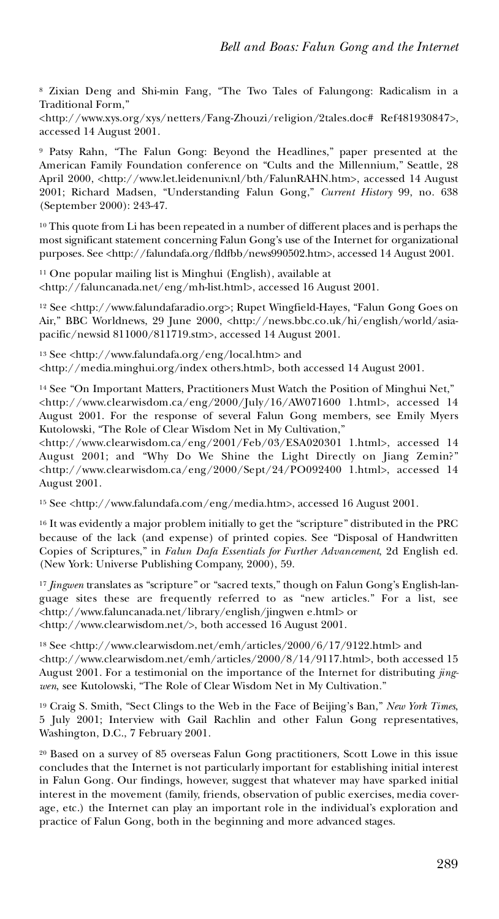[8] Zixian Deng and Shi-min Fang, "The Two Tales of Falungong: Radicalism in a Traditional Form," <http://www.xys.org/xys/netters/Fang-Zhouzi/religion/2tales.doc# Ref481930847>, accessed 14 August 2001.

[9] Patsy Rahn, "The Falun Gong: Beyond the Headlines," paper presented at the American Family Foundation conference on "Cults and the Millennium," Seattle, 28 April 2000, <http://www.let.leidenuniv.nl/bth/FalunRAHN.htm>, accessed 14 August 2001; Richard Madsen, "Understanding Falun Gong," *Current History* 99, no. 638 (September 2000): 243-47.

[10] This quote from Li has been repeated in a number of different places and is perhaps the most significant statement concerning Falun Gong's use of the Internet for organizational purposes. See <http://falundafa.org/fldfbb/news990502.htm>, accessed 14 August 2001.

[11] One popular mailing list is Minghui (English), available at <http://faluncanada.net/eng/mh-list.html>, accessed 16 August 2001.

[12] See <http://www.falundafaradio.org>; Rupet Wingfield-Hayes, "Falun Gong Goes on Air," BBC Worldnews, 29 June 2000, <http://news.bbc.co.uk/hi/english/world/asia-pacific/newsid 811000/811719.stm>, accessed 14 August 2001.

[13] See <http://www.falundafa.org/eng/local.htm> and <http://media.minghui.org/index others.html>, both accessed 14 August 2001.

[14] See "On Important Matters, Practitioners Must Watch the Position of Minghui Net," <http://www.clearwisdom.ca/eng/2000/July/16/AW071600 1.html>, accessed 14 August 2001. For the response of several Falun Gong members, see Emily Myers Kutolowski, "The Role of Clear Wisdom Net in My Cultivation," <http://www.clearwisdom.ca/eng/2001/Feb/03/ESA020301 1.html>, accessed 14 August 2001; and "Why Do We Shine the Light Directly on Jiang Zemin?" <http://www.clearwisdom.ca/eng/2000/Sept/24/PO092400 1.html>, accessed 14 August 2001.

[15] See <http://www.falundafa.com/eng/media.htm>, accessed 16 August 2001.

[16] It was evidently a major problem initially to get the "scripture" distributed in the PRC because of the lack (and expense) of printed copies. See "Disposal of Handwritten Copies of Scriptures," in *Falun Dafa Essentials for Further Advancement*, 2d English ed. (New York: Universe Publishing Company, 2000), 59.

[17] *Jingwen* translates as "scripture" or "sacred texts," though on Falun Gong's English-language sites these are frequently referred to as "new articles." For a list, see <http://www.faluncanada.net/library/english/jingwen e.html> or <http://www.clearwisdom.net/>, both accessed 16 August 2001.

[18] See <http://www.clearwisdom.net/emh/articles/2000/6/17/9122.html> and <http://www.clearwisdom.net/emh/articles/2000/8/14/9117.html>, both accessed 15 August 2001. For a testimonial on the importance of the Internet for distributing *jingwen*, see Kutolowski, "The Role of Clear Wisdom Net in My Cultivation."

[19] Craig S. Smith, "Sect Clings to the Web in the Face of Beijing's Ban," *New York Times*, 5 July 2001; Interview with Gail Rachlin and other Falun Gong representatives, Washington, D.C., 7 February 2001.

[20] Based on a survey of 85 overseas Falun Gong practitioners, Scott Lowe in this issue concludes that the Internet is not particularly important for establishing initial interest in Falun Gong. Our findings, however, suggest that whatever may have sparked initial interest in the movement (family, friends, observation of public exercises, media coverage, etc.) the Internet can play an important role in the individual's exploration and practice of Falun Gong, both in the beginning and more advanced stages.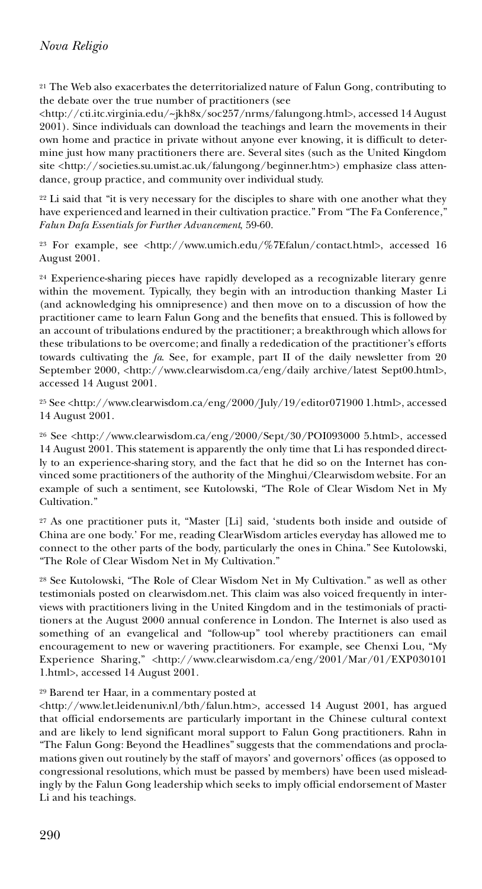[21] The Web also exacerbates the deterritorialized nature of Falun Gong, contributing to the debate over the true number of practitioners (see <http://cti.itc.virginia.edu/~jkh8x/soc257/nrms/falungong.html>, accessed 14 August 2001). Since individuals can download the teachings and learn the movements in their own home and practice in private without anyone ever knowing, it is difficult to determine just how many practitioners there are. Several sites (such as the United Kingdom site <http://societies.su.umist.ac.uk/falungong/beginner.htm>) emphasize class attendance, group practice, and community over individual study.

[22] Li said that "it is very necessary for the disciples to share with one another what they have experienced and learned in their cultivation practice." From "The Fa Conference," *Falun Dafa Essentials for Further Advancement*, 59-60.

[23] For example, see <http://www.umich.edu/%7Efalun/contact.html>, accessed 16 August 2001.

[24] Experience-sharing pieces have rapidly developed as a recognizable literary genre within the movement. Typically, they begin with an introduction thanking Master Li (and acknowledging his omnipresence) and then move on to a discussion of how the practitioner came to learn Falun Gong and the benefits that ensued. This is followed by an account of tribulations endured by the practitioner; a breakthrough which allows for these tribulations to be overcome; and finally a rededication of the practitioner's efforts towards cultivating the *fa*. See, for example, part II of the daily newsletter from 20 September 2000, <http://www.clearwisdom.ca/eng/daily archive/latest Sept00.html>, accessed 14 August 2001.

[25] See <http://www.clearwisdom.ca/eng/2000/July/19/editor071900 1.html>, accessed 14 August 2001.

[26] See <http://www.clearwisdom.ca/eng/2000/Sept/30/POI093000 5.html>, accessed 14 August 2001. This statement is apparently the only time that Li has responded directly to an experience-sharing story, and the fact that he did so on the Internet has convinced some practitioners of the authority of the Minghui/Clearwisdom website. For an example of such a sentiment, see Kutolowski, "The Role of Clear Wisdom Net in My Cultivation."

[27] As one practitioner puts it, "Master [Li] said, 'students both inside and outside of China are one body.' For me, reading ClearWisdom articles everyday has allowed me to connect to the other parts of the body, particularly the ones in China." See Kutolowski, "The Role of Clear Wisdom Net in My Cultivation."

[28] See Kutolowski, "The Role of Clear Wisdom Net in My Cultivation." as well as other testimonials posted on clearwisdom.net. This claim was also voiced frequently in interviews with practitioners living in the United Kingdom and in the testimonials of practitioners at the August 2000 annual conference in London. The Internet is also used as something of an evangelical and "follow-up" tool whereby practitioners can email encouragement to new or wavering practitioners. For example, see Chenxi Lou, "My Experience Sharing," <http://www.clearwisdom.ca/eng/2001/Mar/01/EXP030101 1.html>, accessed 14 August 2001.

[29] Barend ter Haar, in a commentary posted at <http://www.let.leidenuniv.nl/bth/falun.htm>, accessed 14 August 2001, has argued that official endorsements are particularly important in the Chinese cultural context and are likely to lend significant moral support to Falun Gong practitioners. Rahn in "The Falun Gong: Beyond the Headlines" suggests that the commendations and proclamations given out routinely by the staff of mayors' and governors' offices (as opposed to congressional resolutions, which must be passed by members) have been used misleadingly by the Falun Gong leadership which seeks to imply official endorsement of Master Li and his teachings.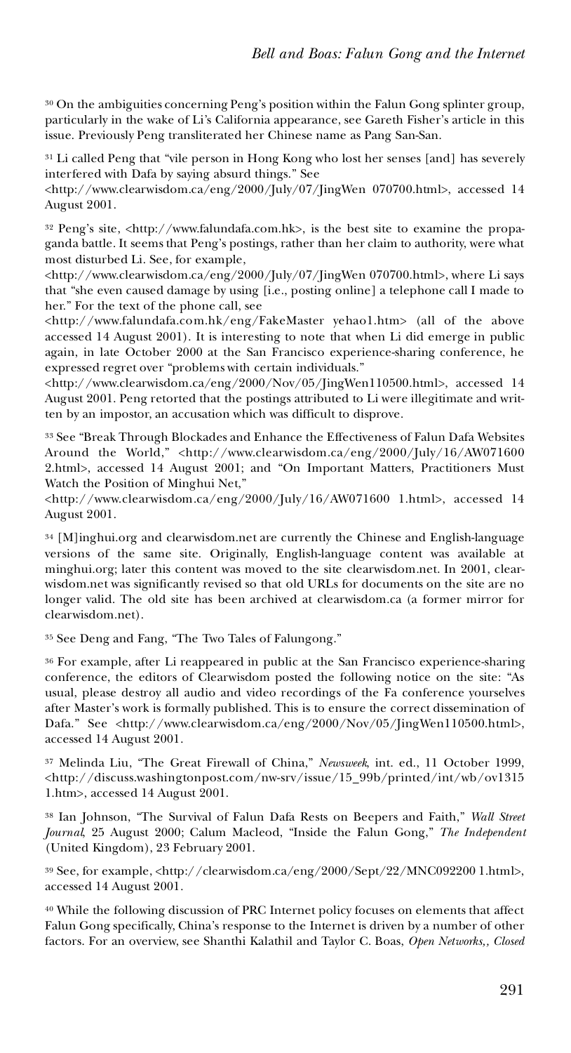[30] On the ambiguities concerning Peng's position within the Falun Gong splinter group, particularly in the wake of Li's California appearance, see Gareth Fisher's article in this issue. Previously Peng transliterated her Chinese name as Pang San-San.

[31] Li called Peng that "vile person in Hong Kong who lost her senses [and] has severely interfered with Dafa by saying absurd things." See <http://www.clearwisdom.ca/eng/2000/July/07/JingWen 070700.html>, accessed 14 August 2001.

[32] Peng's site, <http://www.falundafa.com.hk>, is the best site to examine the propaganda battle. It seems that Peng's postings, rather than her claim to authority, were what most disturbed Li. See, for example, <http://www.clearwisdom.ca/eng/2000/July/07/JingWen 070700.html>, where Li says that "she even caused damage by using [i.e., posting online] a telephone call I made to her." For the text of the phone call, see <http://www.falundafa.com.hk/eng/FakeMaster yehao1.htm> (all of the above accessed 14 August 2001). It is interesting to note that when Li did emerge in public again, in late October 2000 at the San Francisco experience-sharing conference, he expressed regret over "problems with certain individuals." <http://www.clearwisdom.ca/eng/2000/Nov/05/JingWen110500.html>, accessed 14 August 2001. Peng retorted that the postings attributed to Li were illegitimate and written by an impostor, an accusation which was difficult to disprove.

[33] See "Break Through Blockades and Enhance the Effectiveness of Falun Dafa Websites Around the World," <http://www.clearwisdom.ca/eng/2000/July/16/AW071600 2.html>, accessed 14 August 2001; and "On Important Matters, Practitioners Must Watch the Position of Minghui Net," <http://www.clearwisdom.ca/eng/2000/July/16/AW071600 1.html>, accessed 14 August 2001.

[34] [M]inghui.org and clearwisdom.net are currently the Chinese and English-language versions of the same site. Originally, English-language content was available at minghui.org; later this content was moved to the site clearwisdom.net. In 2001, clearwisdom.net was significantly revised so that old URLs for documents on the site are no longer valid. The old site has been archived at clearwisdom.ca (a former mirror for clearwisdom.net).

[35] See Deng and Fang, "The Two Tales of Falungong."

[36] For example, after Li reappeared in public at the San Francisco experience-sharing conference, the editors of Clearwisdom posted the following notice on the site: "As usual, please destroy all audio and video recordings of the Fa conference yourselves after Master's work is formally published. This is to ensure the correct dissemination of Dafa." See <http://www.clearwisdom.ca/eng/2000/Nov/05/JingWen110500.html>, accessed 14 August 2001.

[37] Melinda Liu, "The Great Firewall of China," *Newsweek*, int. ed., 11 October 1999, <http://discuss.washingtonpost.com/nw-srv/issue/15_99b/printed/int/wb/ov1315 1.htm>, accessed 14 August 2001.

[38] Ian Johnson, "The Survival of Falun Dafa Rests on Beepers and Faith," *Wall Street Journal*, 25 August 2000; Calum Macleod, "Inside the Falun Gong," *The Independent* (United Kingdom), 23 February 2001.

[39] See, for example, <http://clearwisdom.ca/eng/2000/Sept/22/MNC092200 1.html>, accessed 14 August 2001.

[40] While the following discussion of PRC Internet policy focuses on elements that affect Falun Gong specifically, China's response to the Internet is driven by a number of other factors. For an overview, see Shanthi Kalathil and Taylor C. Boas, *Open Networks,, Closed*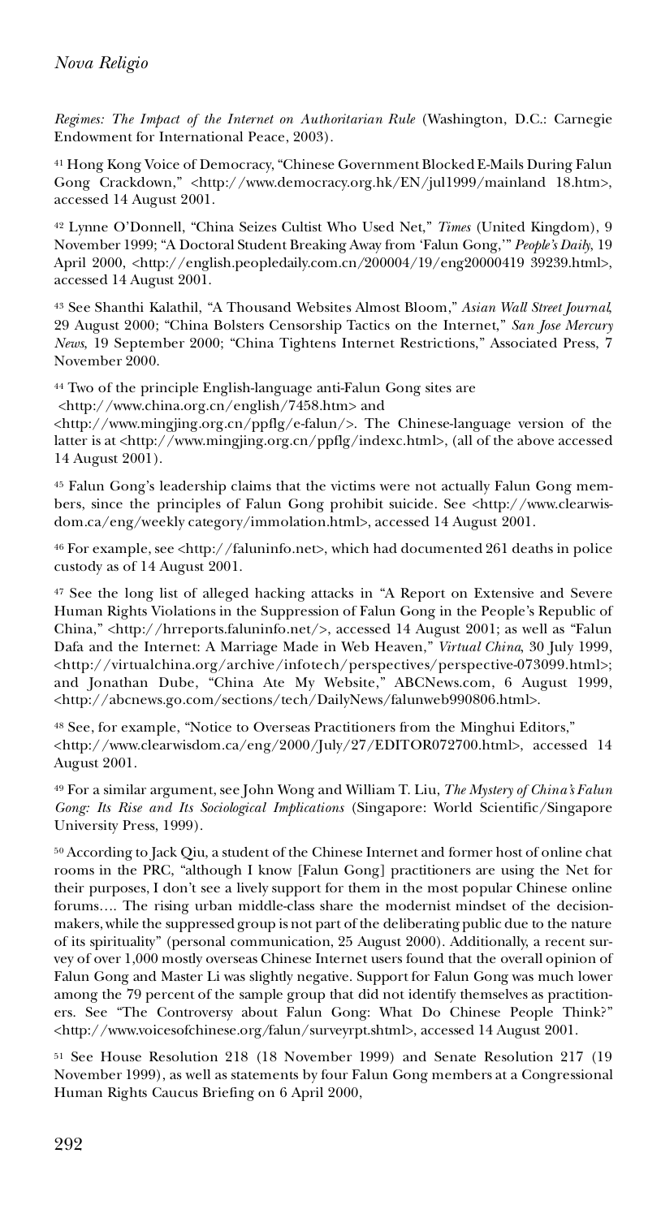*Regimes: The Impact of the Internet on Authoritarian Rule* (Washington, D.C.: Carnegie Endowment for International Peace, 2003).

[41] Hong Kong Voice of Democracy, "Chinese Government Blocked E-Mails During Falun Gong Crackdown," <http://www.democracy.org.hk/EN/jul1999/mainland 18.htm>, accessed 14 August 2001.

[42] Lynne O'Donnell, "China Seizes Cultist Who Used Net," *Times* (United Kingdom), 9 November 1999; "A Doctoral Student Breaking Away from 'Falun Gong,'" *People's Daily*, 19 April 2000, <http://english.peopledaily.com.cn/200004/19/eng20000419 39239.html>, accessed 14 August 2001.

[43] See Shanthi Kalathil, "A Thousand Websites Almost Bloom," *Asian Wall Street Journal*, 29 August 2000; "China Bolsters Censorship Tactics on the Internet," *San Jose Mercury News*, 19 September 2000; "China Tightens Internet Restrictions," Associated Press, 7 November 2000.

[44] Two of the principle English-language anti-Falun Gong sites are <http://www.china.org.cn/english/7458.htm> and <http://www.mingjing.org.cn/ppflg/e-falun/>. The Chinese-language version of the latter is at <http://www.mingjing.org.cn/ppflg/indexc.html>, (all of the above accessed 14 August 2001).

[45] Falun Gong's leadership claims that the victims were not actually Falun Gong members, since the principles of Falun Gong prohibit suicide. See <http://www.clearwisdom.ca/eng/weekly category/immolation.html>, accessed 14 August 2001.

[46] For example, see <http://faluninfo.net>, which had documented 261 deaths in police custody as of 14 August 2001.

[47] See the long list of alleged hacking attacks in "A Report on Extensive and Severe Human Rights Violations in the Suppression of Falun Gong in the People's Republic of China," <http://hrreports.faluninfo.net/>, accessed 14 August 2001; as well as "Falun Dafa and the Internet: A Marriage Made in Web Heaven," *Virtual China*, 30 July 1999, <http://virtualchina.org/archive/infotech/perspectives/perspective-073099.html>; and Jonathan Dube, "China Ate My Website," ABCNews.com, 6 August 1999, <http://abcnews.go.com/sections/tech/DailyNews/falunweb990806.html>.

[48] See, for example, "Notice to Overseas Practitioners from the Minghui Editors," <http://www.clearwisdom.ca/eng/2000/July/27/EDITOR072700.html>, accessed 14 August 2001.

[49] For a similar argument, see John Wong and William T. Liu, *The Mystery of China's Falun Gong: Its Rise and Its Sociological Implications* (Singapore: World Scientific/Singapore University Press, 1999).

[50] According to Jack Qiu, a student of the Chinese Internet and former host of online chat rooms in the PRC, "although I know [Falun Gong] practitioners are using the Net for their purposes, I don't see a lively support for them in the most popular Chinese online forums…. The rising urban middle-class share the modernist mindset of the decision-makers, while the suppressed group is not part of the deliberating public due to the nature of its spirituality" (personal communication, 25 August 2000). Additionally, a recent survey of over 1,000 mostly overseas Chinese Internet users found that the overall opinion of Falun Gong and Master Li was slightly negative. Support for Falun Gong was much lower among the 79 percent of the sample group that did not identify themselves as practitioners. See "The Controversy about Falun Gong: What Do Chinese People Think?" <http://www.voicesofchinese.org/falun/surveyrpt.shtml>, accessed 14 August 2001.

[51] See House Resolution 218 (18 November 1999) and Senate Resolution 217 (19 November 1999), as well as statements by four Falun Gong members at a Congressional Human Rights Caucus Briefing on 6 April 2000,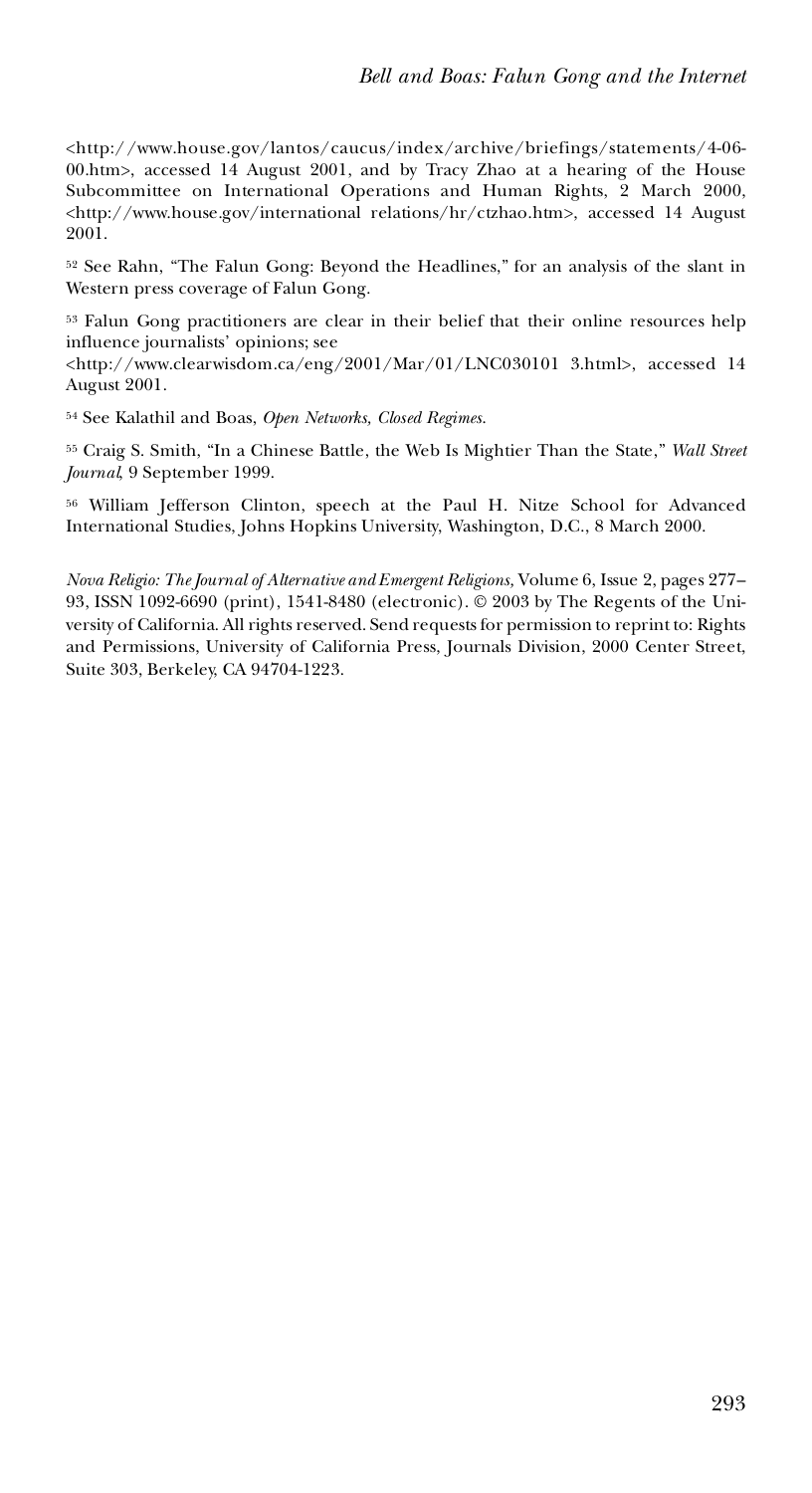<http://www.house.gov/lantos/caucus/index/archive/briefings/statements/4-06-00.htm>, accessed 14 August 2001, and by Tracy Zhao at a hearing of the House Subcommittee on International Operations and Human Rights, 2 March 2000, <http://www.house.gov/international relations/hr/ctzhao.htm>, accessed 14 August 2001.

[52] See Rahn, "The Falun Gong: Beyond the Headlines," for an analysis of the slant in Western press coverage of Falun Gong.

[53] Falun Gong practitioners are clear in their belief that their online resources help influence journalists' opinions; see <http://www.clearwisdom.ca/eng/2001/Mar/01/LNC030101 3.html>, accessed 14 August 2001.

[54] See Kalathil and Boas, *Open Networks, Closed Regimes*.

[55] Craig S. Smith, "In a Chinese Battle, the Web Is Mightier Than the State," *Wall Street Journal*, 9 September 1999.

[56] William Jefferson Clinton, speech at the Paul H. Nitze School for Advanced International Studies, Johns Hopkins University, Washington, D.C., 8 March 2000.

*Nova Religio: The Journal of Alternative and Emergent Religions*, Volume 6, Issue 2, pages 277–93, ISSN 1092-6690 (print), 1541-8480 (electronic). © 2003 by The Regents of the University of California. All rights reserved. Send requests for permission to reprint to: Rights and Permissions, University of California Press, Journals Division, 2000 Center Street, Suite 303, Berkeley, CA 94704-1223.